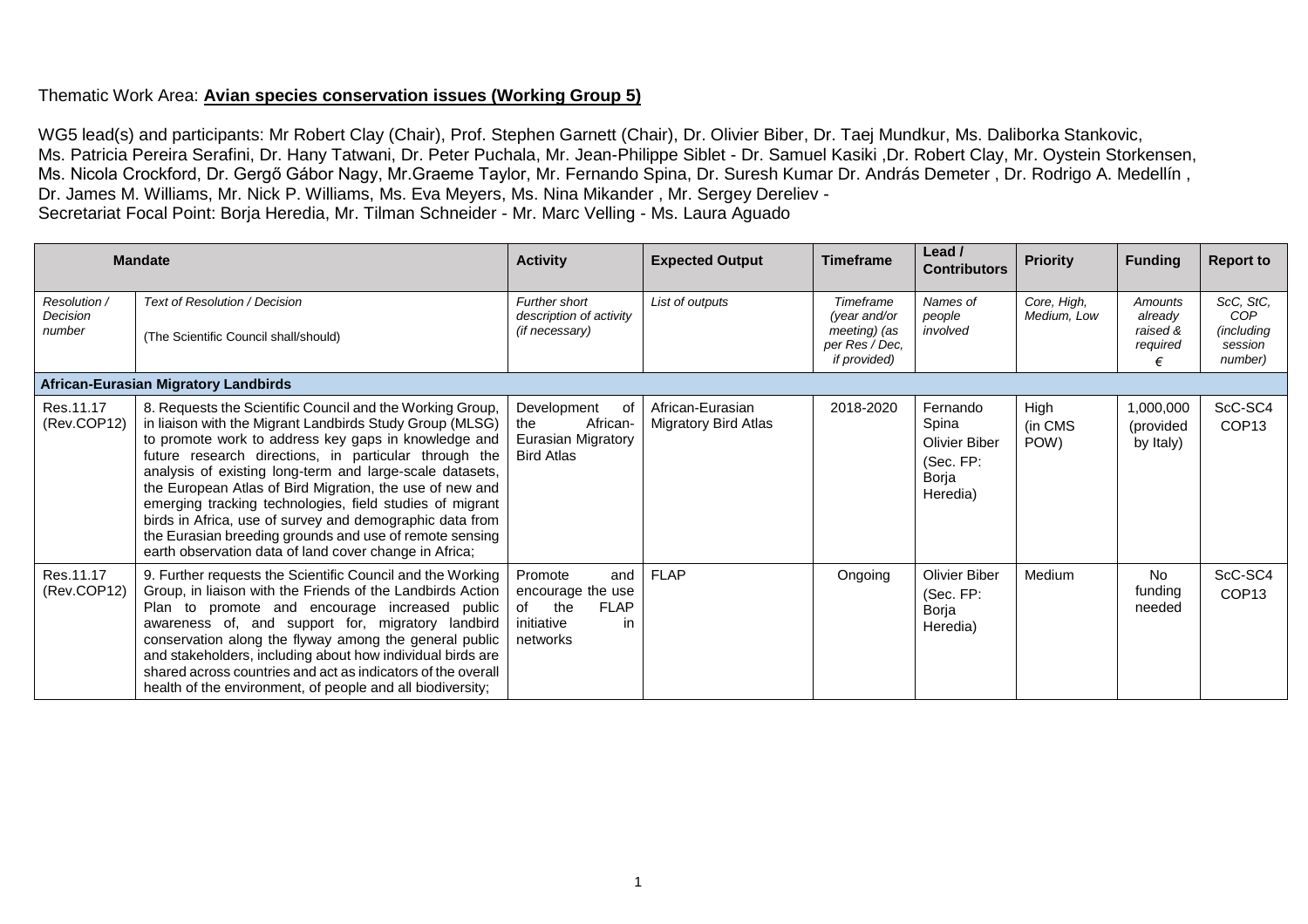Thematic Work Area: **Avian species conservation issues (Working Group 5)**

WG5 lead(s) and participants: Mr Robert Clay (Chair), Prof. Stephen Garnett (Chair), Dr. Olivier Biber, Dr. Taej Mundkur, Ms. Daliborka Stankovic, Ms. Patricia Pereira Serafini, Dr. Hany Tatwani, Dr. Peter Puchala, Mr. Jean-Philippe Siblet - Dr. Samuel Kasiki ,Dr. Robert Clay, Mr. Oystein Storkensen, Ms. Nicola Crockford, Dr. Gergő Gábor Nagy, Mr.Graeme Taylor, Mr. Fernando Spina, Dr. Suresh Kumar Dr. András Demeter , Dr. Rodrigo A. Medellín , Dr. James M. Williams, Mr. Nick P. Williams, Ms. Eva Meyers, Ms. Nina Mikander , Mr. Sergey Dereliev -
Secretariat Focal Point: Borja Heredia, Mr. Tilman Schneider - Mr. Marc Velling - Ms. Laura Aguado

| Mandate | | Activity | Expected Output | Timeframe | Lead / Contributors | Priority | Funding | Report to |
|---|---|---|---|---|---|---|---|---|
| *Resolution / Decision number* | *Text of Resolution / Decision*<br><br>(The Scientific Council shall/should) | *Further short description of activity (if necessary)* | *List of outputs* | *Timeframe (year and/or meeting) (as per Res / Dec, if provided)* | *Names of people involved* | *Core, High, Medium, Low* | *Amounts already raised & required €* | *ScC, StC, COP (including session number)* |
| **African-Eurasian Migratory Landbirds** | | | | | | | | |
| Res.11.17 (Rev.COP12) | 8. Requests the Scientific Council and the Working Group, in liaison with the Migrant Landbirds Study Group (MLSG) to promote work to address key gaps in knowledge and future research directions, in particular through the analysis of existing long-term and large-scale datasets, the European Atlas of Bird Migration, the use of new and emerging tracking technologies, field studies of migrant birds in Africa, use of survey and demographic data from the Eurasian breeding grounds and use of remote sensing earth observation data of land cover change in Africa; | Development of the African-Eurasian Migratory Bird Atlas | African-Eurasian Migratory Bird Atlas | 2018-2020 | Fernando Spina<br>Olivier Biber<br>(Sec. FP: Borja Heredia) | High (in CMS POW) | 1,000,000 (provided by Italy) | ScC-SC4<br>COP13 |
| Res.11.17 (Rev.COP12) | 9. Further requests the Scientific Council and the Working Group, in liaison with the Friends of the Landbirds Action Plan to promote and encourage increased public awareness of, and support for, migratory landbird conservation along the flyway among the general public and stakeholders, including about how individual birds are shared across countries and act as indicators of the overall health of the environment, of people and all biodiversity; | Promote and encourage the use of the FLAP initiative in networks | FLAP | Ongoing | Olivier Biber<br>(Sec. FP: Borja Heredia) | Medium | No funding needed | ScC-SC4<br>COP13 |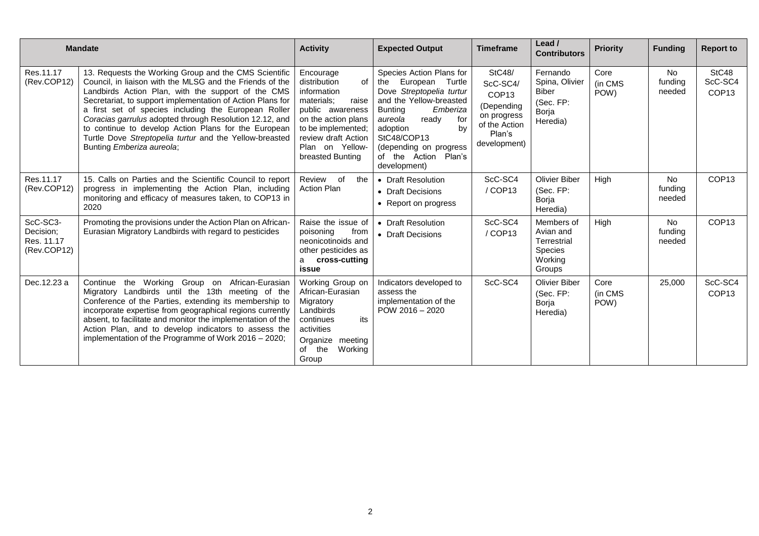| Mandate | | Activity | Expected Output | Timeframe | Lead / Contributors | Priority | Funding | Report to |
|---|---|---|---|---|---|---|---|---|
| Res.11.17 (Rev.COP12) | 13. Requests the Working Group and the CMS Scientific Council, in liaison with the MLSG and the Friends of the Landbirds Action Plan, with the support of the CMS Secretariat, to support implementation of Action Plans for a first set of species including the European Roller *Coracias garrulus* adopted through Resolution 12.12, and to continue to develop Action Plans for the European Turtle Dove *Streptopelia turtur* and the Yellow-breasted Bunting *Emberiza aureola*; | Encourage distribution of information materials; raise public awareness on the action plans to be implemented; review draft Action Plan on Yellow-breasted Bunting | Species Action Plans for the European Turtle Dove *Streptopelia turtur* and the Yellow-breasted Bunting *Emberiza aureola* ready for adoption by StC48/COP13 (depending on progress of the Action Plan's development) | StC48/ ScC-SC4/ COP13 (Depending on progress of the Action Plan's development) | Fernando Spina, Olivier Biber (Sec. FP: Borja Heredia) | Core (in CMS POW) | No funding needed | StC48 ScC-SC4 COP13 |
| Res.11.17 (Rev.COP12) | 15. Calls on Parties and the Scientific Council to report progress in implementing the Action Plan, including monitoring and efficacy of measures taken, to COP13 in 2020 | Review of the Action Plan | • Draft Resolution<br>• Draft Decisions<br>• Report on progress | ScC-SC4 / COP13 | Olivier Biber (Sec. FP: Borja Heredia) | High | No funding needed | COP13 |
| ScC-SC3-Decision; Res. 11.17 (Rev.COP12) | Promoting the provisions under the Action Plan on African-Eurasian Migratory Landbirds with regard to pesticides | Raise the issue of poisoning from neonicotinoids and other pesticides as a **cross-cutting issue** | • Draft Resolution<br>• Draft Decisions | ScC-SC4 / COP13 | Members of Avian and Terrestrial Species Working Groups | High | No funding needed | COP13 |
| Dec.12.23 a | Continue the Working Group on African-Eurasian Migratory Landbirds until the 13th meeting of the Conference of the Parties, extending its membership to incorporate expertise from geographical regions currently absent, to facilitate and monitor the implementation of the Action Plan, and to develop indicators to assess the implementation of the Programme of Work 2016 – 2020; | Working Group on African-Eurasian Migratory Landbirds continues its activities<br>Organize meeting of the Working Group | Indicators developed to assess the implementation of the POW 2016 – 2020 | ScC-SC4 | Olivier Biber (Sec. FP: Borja Heredia) | Core (in CMS POW) | 25,000 | ScC-SC4 COP13 |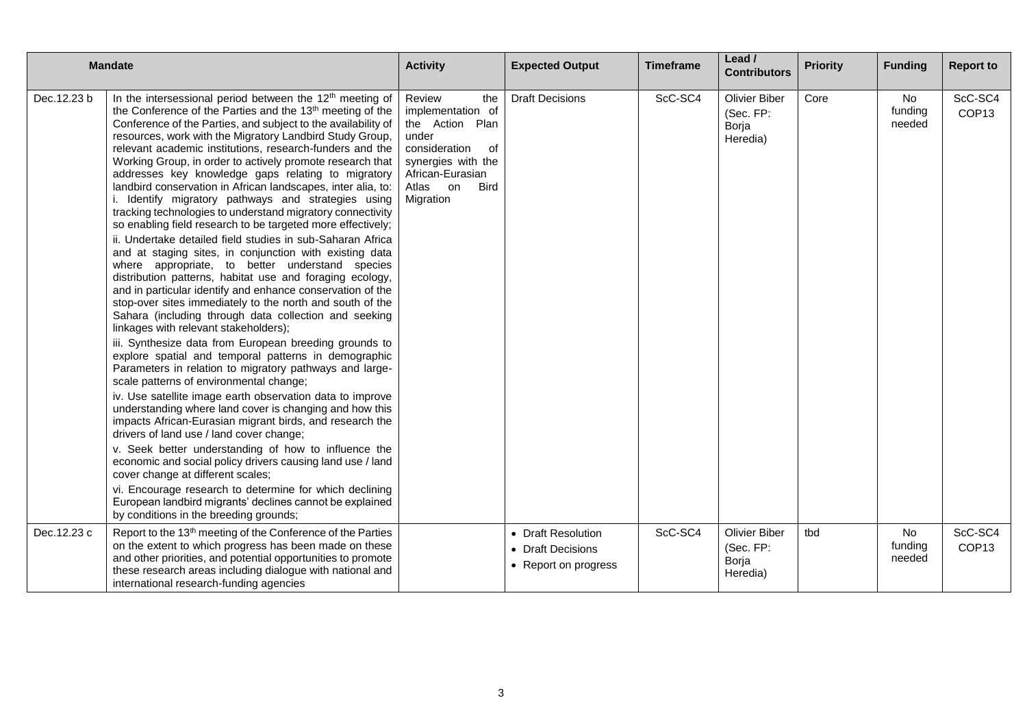| Mandate | | Activity | Expected Output | Timeframe | Lead / Contributors | Priority | Funding | Report to |
|---|---|---|---|---|---|---|---|---|
| Dec.12.23 b | In the intersessional period between the 12th meeting of the Conference of the Parties and the 13th meeting of the Conference of the Parties, and subject to the availability of resources, work with the Migratory Landbird Study Group, relevant academic institutions, research-funders and the Working Group, in order to actively promote research that addresses key knowledge gaps relating to migratory landbird conservation in African landscapes, inter alia, to:<br>i. Identify migratory pathways and strategies using tracking technologies to understand migratory connectivity so enabling field research to be targeted more effectively;<br>ii. Undertake detailed field studies in sub-Saharan Africa and at staging sites, in conjunction with existing data where appropriate, to better understand species distribution patterns, habitat use and foraging ecology, and in particular identify and enhance conservation of the stop-over sites immediately to the north and south of the Sahara (including through data collection and seeking linkages with relevant stakeholders);<br>iii. Synthesize data from European breeding grounds to explore spatial and temporal patterns in demographic Parameters in relation to migratory pathways and large-scale patterns of environmental change;<br>iv. Use satellite image earth observation data to improve understanding where land cover is changing and how this impacts African-Eurasian migrant birds, and research the drivers of land use / land cover change;<br>v. Seek better understanding of how to influence the economic and social policy drivers causing land use / land cover change at different scales;<br>vi. Encourage research to determine for which declining European landbird migrants' declines cannot be explained by conditions in the breeding grounds; | Review the implementation of the Action Plan under consideration of synergies with the African-Eurasian Atlas on Bird Migration | Draft Decisions | ScC-SC4 | Olivier Biber (Sec. FP: Borja Heredia) | Core | No funding needed | ScC-SC4 COP13 |
| Dec.12.23 c | Report to the 13th meeting of the Conference of the Parties on the extent to which progress has been made on these and other priorities, and potential opportunities to promote these research areas including dialogue with national and international research-funding agencies | | • Draft Resolution<br>• Draft Decisions<br>• Report on progress | ScC-SC4 | Olivier Biber (Sec. FP: Borja Heredia) | tbd | No funding needed | ScC-SC4 COP13 |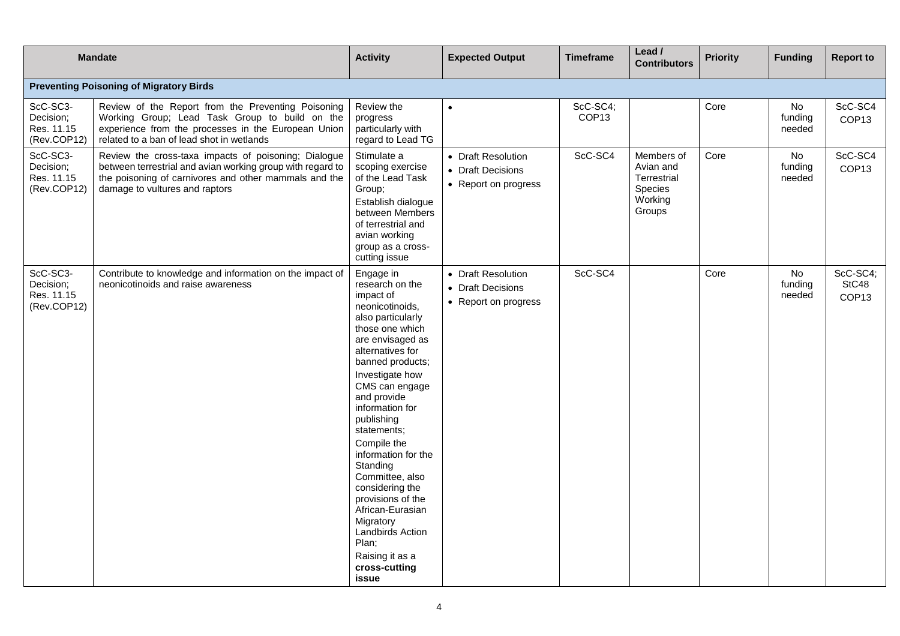| Mandate | | Activity | Expected Output | Timeframe | Lead / Contributors | Priority | Funding | Report to |
|---|---|---|---|---|---|---|---|---|
| **Preventing Poisoning of Migratory Birds** | | | | | | | | |
| ScC-SC3-Decision; Res. 11.15 (Rev.COP12) | Review of the Report from the Preventing Poisoning Working Group; Lead Task Group to build on the experience from the processes in the European Union related to a ban of lead shot in wetlands | Review the progress particularly with regard to Lead TG | • | ScC-SC4; COP13 | | Core | No funding needed | ScC-SC4 COP13 |
| ScC-SC3-Decision; Res. 11.15 (Rev.COP12) | Review the cross-taxa impacts of poisoning; Dialogue between terrestrial and avian working group with regard to the poisoning of carnivores and other mammals and the damage to vultures and raptors | Stimulate a scoping exercise of the Lead Task Group; Establish dialogue between Members of terrestrial and avian working group as a cross-cutting issue | • Draft Resolution • Draft Decisions • Report on progress | ScC-SC4 | Members of Avian and Terrestrial Species Working Groups | Core | No funding needed | ScC-SC4 COP13 |
| ScC-SC3-Decision; Res. 11.15 (Rev.COP12) | Contribute to knowledge and information on the impact of neonicotinoids and raise awareness | Engage in research on the impact of neonicotinoids, also particularly those one which are envisaged as alternatives for banned products; Investigate how CMS can engage and provide information for publishing statements; Compile the information for the Standing Committee, also considering the provisions of the African-Eurasian Migratory Landbirds Action Plan; Raising it as a **cross-cutting issue** | • Draft Resolution • Draft Decisions • Report on progress | ScC-SC4 | | Core | No funding needed | ScC-SC4; StC48 COP13 |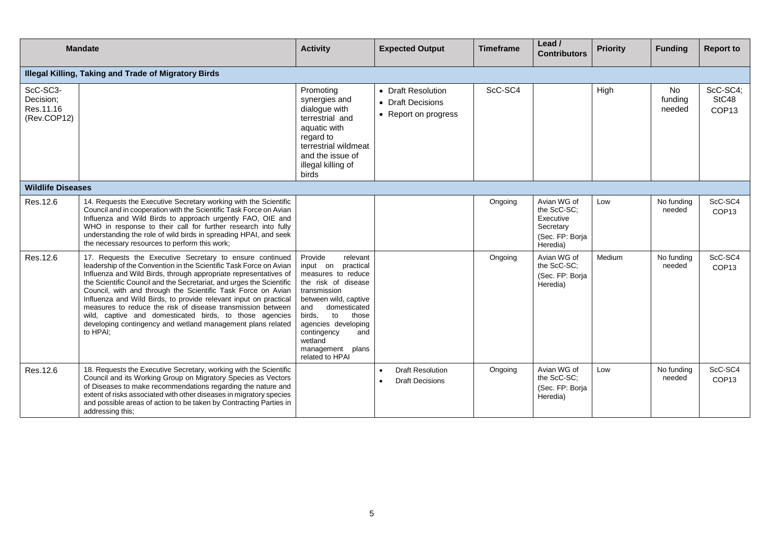| Mandate | | Activity | Expected Output | Timeframe | Lead / Contributors | Priority | Funding | Report to |
|---|---|---|---|---|---|---|---|---|
| **Illegal Killing, Taking and Trade of Migratory Birds** | | | | | | | | |
| ScC-SC3-Decision; Res.11.16 (Rev.COP12) | | Promoting synergies and dialogue with terrestrial and aquatic with regard to terrestrial wildmeat and the issue of illegal killing of birds | • Draft Resolution<br>• Draft Decisions<br>• Report on progress | ScC-SC4 | | High | No funding needed | ScC-SC4; StC48 COP13 |
| **Wildlife Diseases** | | | | | | | | |
| Res.12.6 | 14. Requests the Executive Secretary working with the Scientific Council and in cooperation with the Scientific Task Force on Avian Influenza and Wild Birds to approach urgently FAO, OIE and WHO in response to their call for further research into fully understanding the role of wild birds in spreading HPAI, and seek the necessary resources to perform this work; | | | Ongoing | Avian WG of the ScC-SC; Executive Secretary (Sec. FP: Borja Heredia) | Low | No funding needed | ScC-SC4 COP13 |
| Res.12.6 | 17. Requests the Executive Secretary to ensure continued leadership of the Convention in the Scientific Task Force on Avian Influenza and Wild Birds, through appropriate representatives of the Scientific Council and the Secretariat, and urges the Scientific Council, with and through the Scientific Task Force on Avian Influenza and Wild Birds, to provide relevant input on practical measures to reduce the risk of disease transmission between wild, captive and domesticated birds, to those agencies developing contingency and wetland management plans related to HPAI; | Provide relevant input on practical measures to reduce the risk of disease transmission between wild, captive and domesticated birds, to those agencies developing contingency and wetland management plans related to HPAI | | Ongoing | Avian WG of the ScC-SC; (Sec. FP: Borja Heredia) | Medium | No funding needed | ScC-SC4 COP13 |
| Res.12.6 | 18. Requests the Executive Secretary, working with the Scientific Council and its Working Group on Migratory Species as Vectors of Diseases to make recommendations regarding the nature and extent of risks associated with other diseases in migratory species and possible areas of action to be taken by Contracting Parties in addressing this; | | • Draft Resolution<br>• Draft Decisions | Ongoing | Avian WG of the ScC-SC; (Sec. FP: Borja Heredia) | Low | No funding needed | ScC-SC4 COP13 |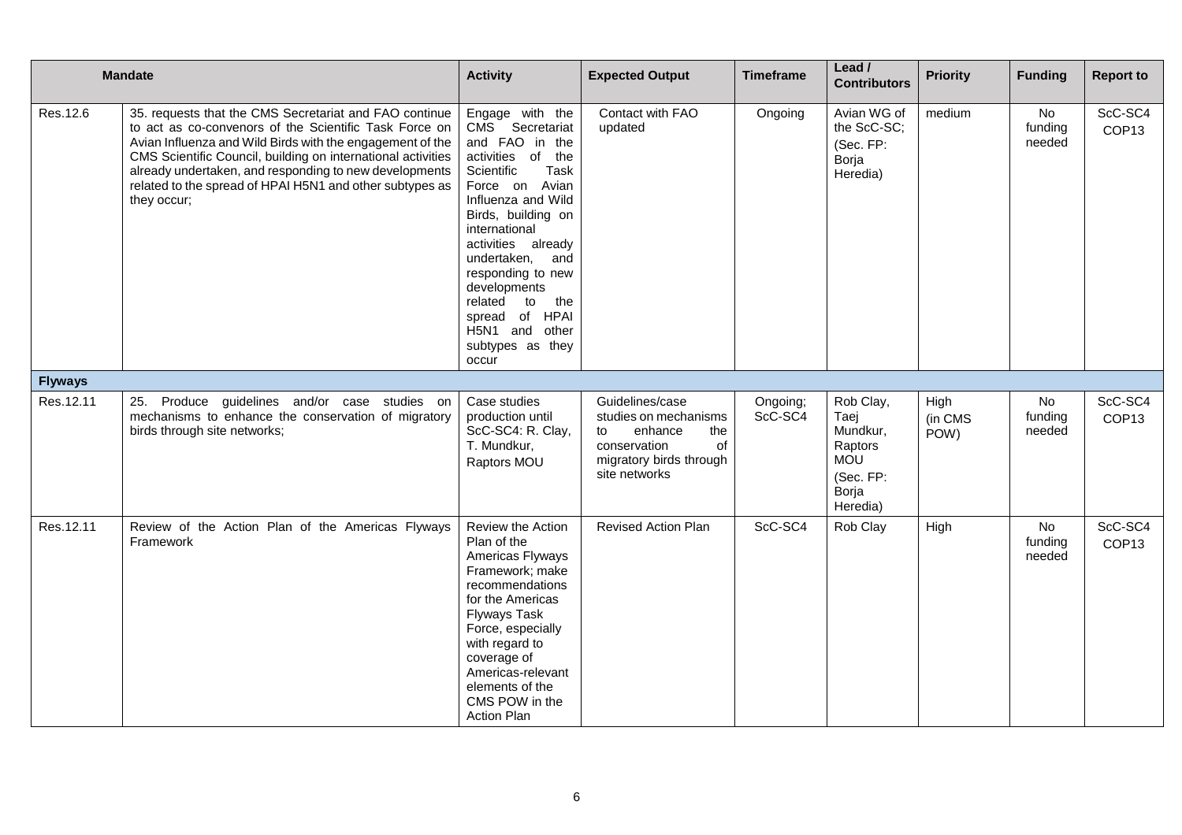| Mandate | | Activity | Expected Output | Timeframe | Lead / Contributors | Priority | Funding | Report to |
|---|---|---|---|---|---|---|---|---|
| Res.12.6 | 35. requests that the CMS Secretariat and FAO continue to act as co-convenors of the Scientific Task Force on Avian Influenza and Wild Birds with the engagement of the CMS Scientific Council, building on international activities already undertaken, and responding to new developments related to the spread of HPAI H5N1 and other subtypes as they occur; | Engage with the CMS Secretariat and FAO in the activities of the Scientific Task Force on Avian Influenza and Wild Birds, building on international activities already undertaken, and responding to new developments related to the spread of HPAI H5N1 and other subtypes as they occur | Contact with FAO updated | Ongoing | Avian WG of the ScC-SC; (Sec. FP: Borja Heredia) | medium | No funding needed | ScC-SC4 COP13 |
| **Flyways** | | | | | | | | |
| Res.12.11 | 25. Produce guidelines and/or case studies on mechanisms to enhance the conservation of migratory birds through site networks; | Case studies production until ScC-SC4: R. Clay, T. Mundkur, Raptors MOU | Guidelines/case studies on mechanisms to enhance the conservation of migratory birds through site networks | Ongoing; ScC-SC4 | Rob Clay, Taej Mundkur, Raptors MOU (Sec. FP: Borja Heredia) | High (in CMS POW) | No funding needed | ScC-SC4 COP13 |
| Res.12.11 | Review of the Action Plan of the Americas Flyways Framework | Review the Action Plan of the Americas Flyways Framework; make recommendations for the Americas Flyways Task Force, especially with regard to coverage of Americas-relevant elements of the CMS POW in the Action Plan | Revised Action Plan | ScC-SC4 | Rob Clay | High | No funding needed | ScC-SC4 COP13 |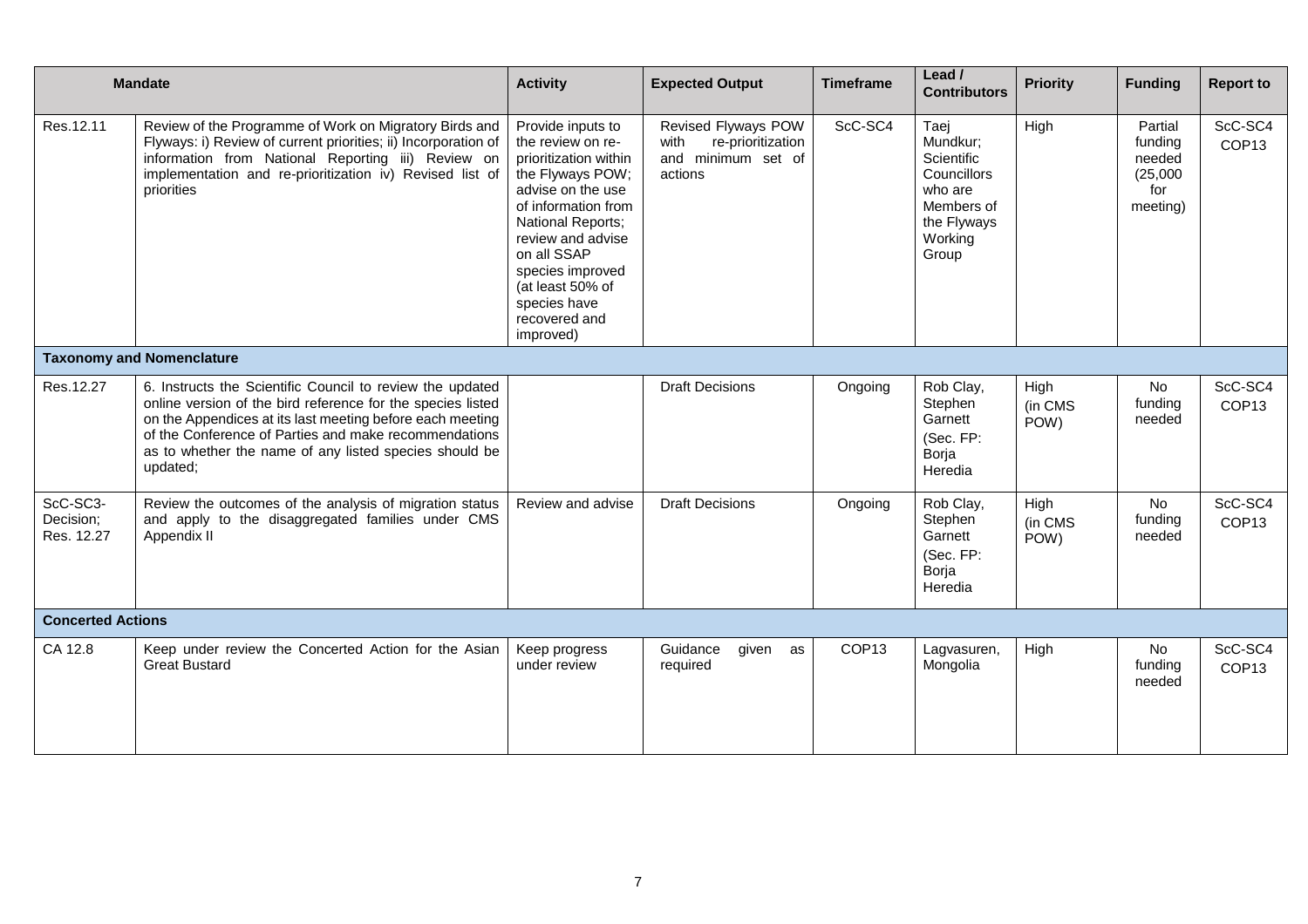| Mandate | | Activity | Expected Output | Timeframe | Lead / Contributors | Priority | Funding | Report to |
|---|---|---|---|---|---|---|---|---|
| Res.12.11 | Review of the Programme of Work on Migratory Birds and Flyways: i) Review of current priorities; ii) Incorporation of information from National Reporting iii) Review on implementation and re-prioritization iv) Revised list of priorities | Provide inputs to the review on re-prioritization within the Flyways POW; advise on the use of information from National Reports; review and advise on all SSAP species improved (at least 50% of species have recovered and improved) | Revised Flyways POW with re-prioritization and minimum set of actions | ScC-SC4 | Taej Mundkur; Scientific Councillors who are Members of the Flyways Working Group | High | Partial funding needed (25,000 for meeting) | ScC-SC4 COP13 |
| **Taxonomy and Nomenclature** | | | | | | | | |
| Res.12.27 | 6. Instructs the Scientific Council to review the updated online version of the bird reference for the species listed on the Appendices at its last meeting before each meeting of the Conference of Parties and make recommendations as to whether the name of any listed species should be updated; | | Draft Decisions | Ongoing | Rob Clay, Stephen Garnett (Sec. FP: Borja Heredia | High (in CMS POW) | No funding needed | ScC-SC4 COP13 |
| ScC-SC3-Decision; Res. 12.27 | Review the outcomes of the analysis of migration status and apply to the disaggregated families under CMS Appendix II | Review and advise | Draft Decisions | Ongoing | Rob Clay, Stephen Garnett (Sec. FP: Borja Heredia | High (in CMS POW) | No funding needed | ScC-SC4 COP13 |
| **Concerted Actions** | | | | | | | | |
| CA 12.8 | Keep under review the Concerted Action for the Asian Great Bustard | Keep progress under review | Guidance given as required | COP13 | Lagvasuren, Mongolia | High | No funding needed | ScC-SC4 COP13 |